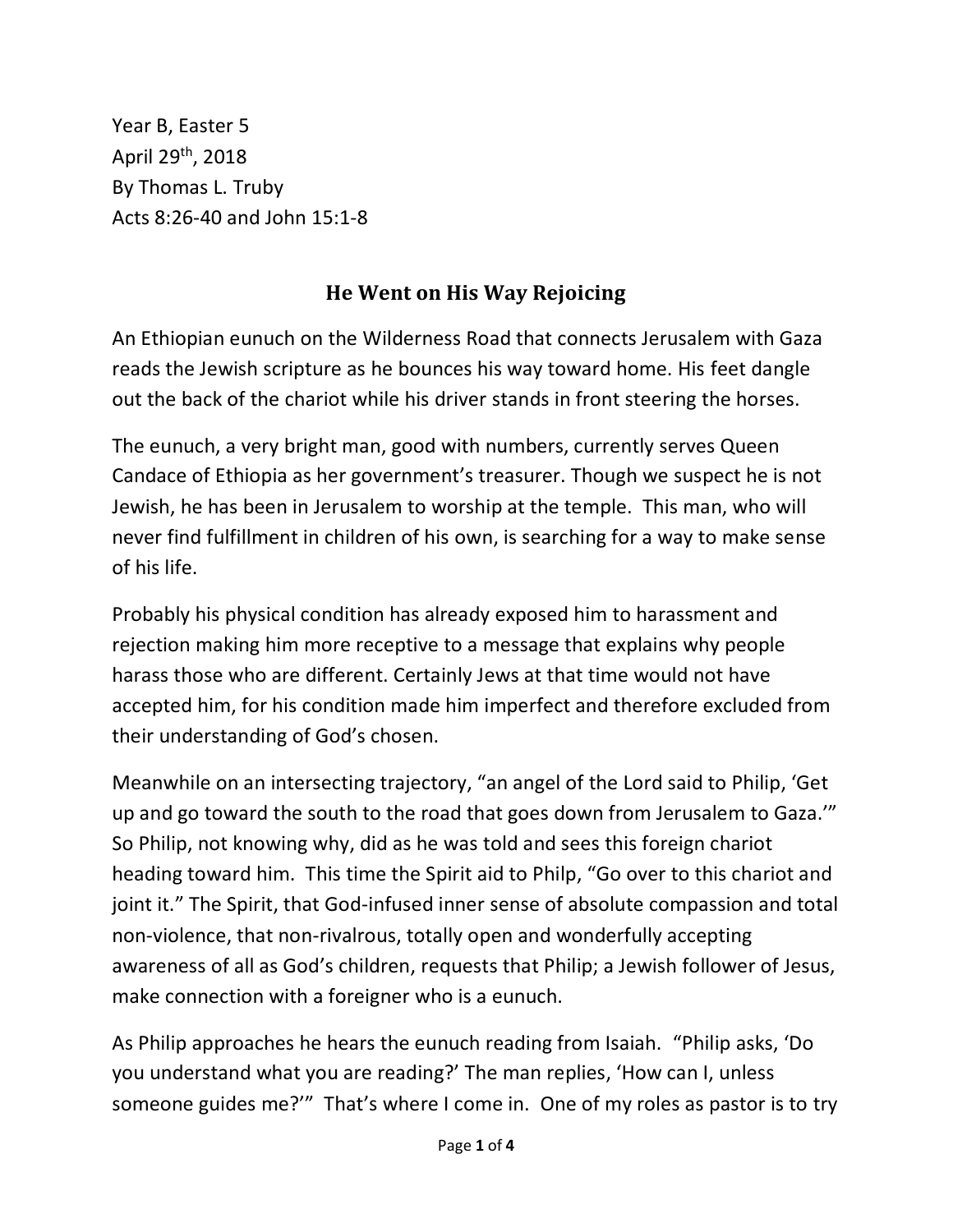Year B, Easter 5
April 29th, 2018
By Thomas L. Truby
Acts 8:26-40 and John 15:1-8

## He Went on His Way Rejoicing

An Ethiopian eunuch on the Wilderness Road that connects Jerusalem with Gaza reads the Jewish scripture as he bounces his way toward home. His feet dangle out the back of the chariot while his driver stands in front steering the horses.

The eunuch, a very bright man, good with numbers, currently serves Queen Candace of Ethiopia as her government's treasurer. Though we suspect he is not Jewish, he has been in Jerusalem to worship at the temple. This man, who will never find fulfillment in children of his own, is searching for a way to make sense of his life.

Probably his physical condition has already exposed him to harassment and rejection making him more receptive to a message that explains why people harass those who are different. Certainly Jews at that time would not have accepted him, for his condition made him imperfect and therefore excluded from their understanding of God's chosen.

Meanwhile on an intersecting trajectory, "an angel of the Lord said to Philip, 'Get up and go toward the south to the road that goes down from Jerusalem to Gaza.'" So Philip, not knowing why, did as he was told and sees this foreign chariot heading toward him. This time the Spirit aid to Philp, "Go over to this chariot and joint it." The Spirit, that God-infused inner sense of absolute compassion and total non-violence, that non-rivalrous, totally open and wonderfully accepting awareness of all as God's children, requests that Philip; a Jewish follower of Jesus, make connection with a foreigner who is a eunuch.

As Philip approaches he hears the eunuch reading from Isaiah. "Philip asks, 'Do you understand what you are reading?' The man replies, 'How can I, unless someone guides me?'" That's where I come in. One of my roles as pastor is to try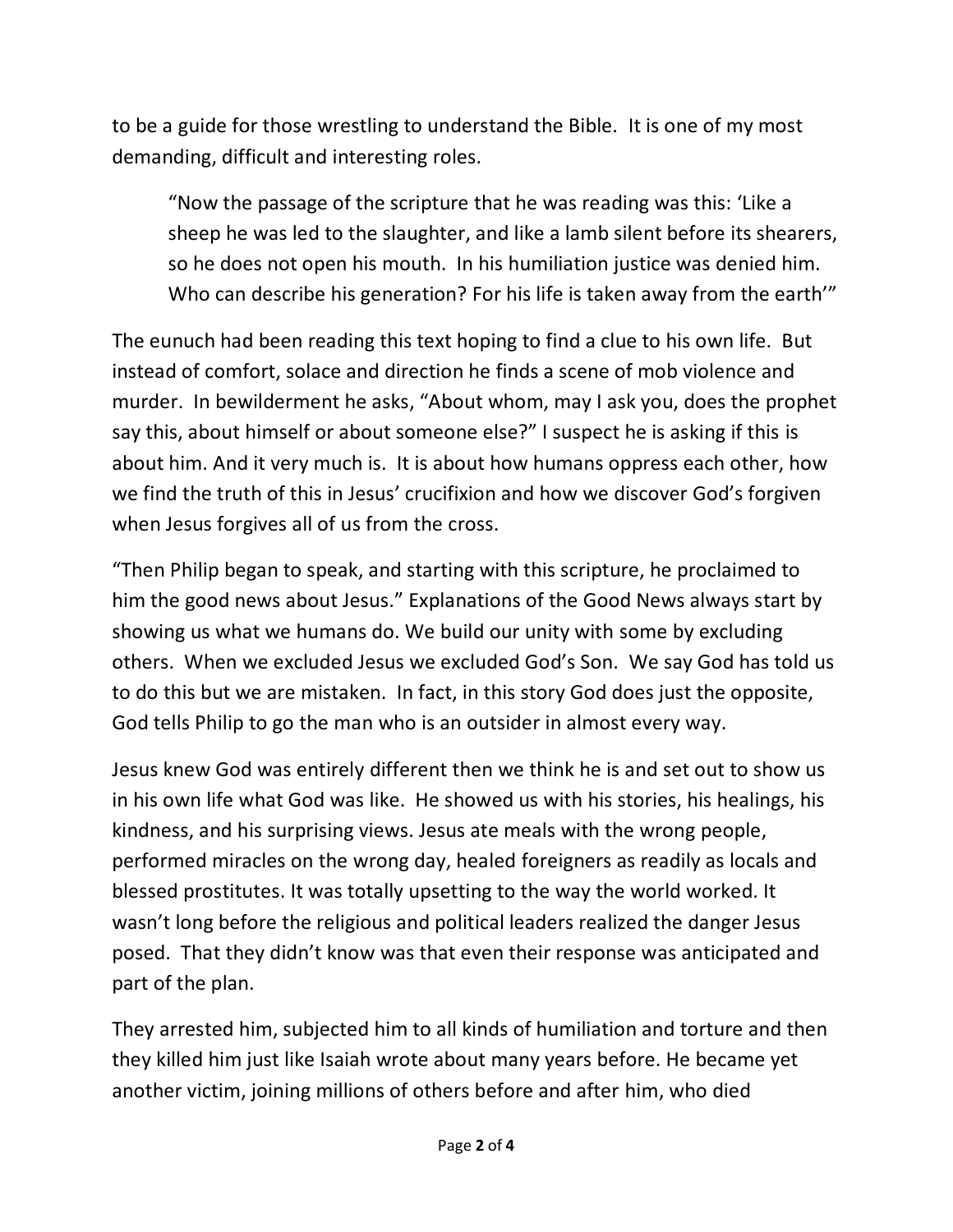to be a guide for those wrestling to understand the Bible. It is one of my most demanding, difficult and interesting roles.

> "Now the passage of the scripture that he was reading was this: 'Like a sheep he was led to the slaughter, and like a lamb silent before its shearers, so he does not open his mouth. In his humiliation justice was denied him. Who can describe his generation? For his life is taken away from the earth'"

The eunuch had been reading this text hoping to find a clue to his own life. But instead of comfort, solace and direction he finds a scene of mob violence and murder. In bewilderment he asks, "About whom, may I ask you, does the prophet say this, about himself or about someone else?" I suspect he is asking if this is about him. And it very much is. It is about how humans oppress each other, how we find the truth of this in Jesus' crucifixion and how we discover God's forgiven when Jesus forgives all of us from the cross.

"Then Philip began to speak, and starting with this scripture, he proclaimed to him the good news about Jesus." Explanations of the Good News always start by showing us what we humans do. We build our unity with some by excluding others. When we excluded Jesus we excluded God's Son. We say God has told us to do this but we are mistaken. In fact, in this story God does just the opposite, God tells Philip to go the man who is an outsider in almost every way.

Jesus knew God was entirely different then we think he is and set out to show us in his own life what God was like. He showed us with his stories, his healings, his kindness, and his surprising views. Jesus ate meals with the wrong people, performed miracles on the wrong day, healed foreigners as readily as locals and blessed prostitutes. It was totally upsetting to the way the world worked. It wasn't long before the religious and political leaders realized the danger Jesus posed. That they didn't know was that even their response was anticipated and part of the plan.

They arrested him, subjected him to all kinds of humiliation and torture and then they killed him just like Isaiah wrote about many years before. He became yet another victim, joining millions of others before and after him, who died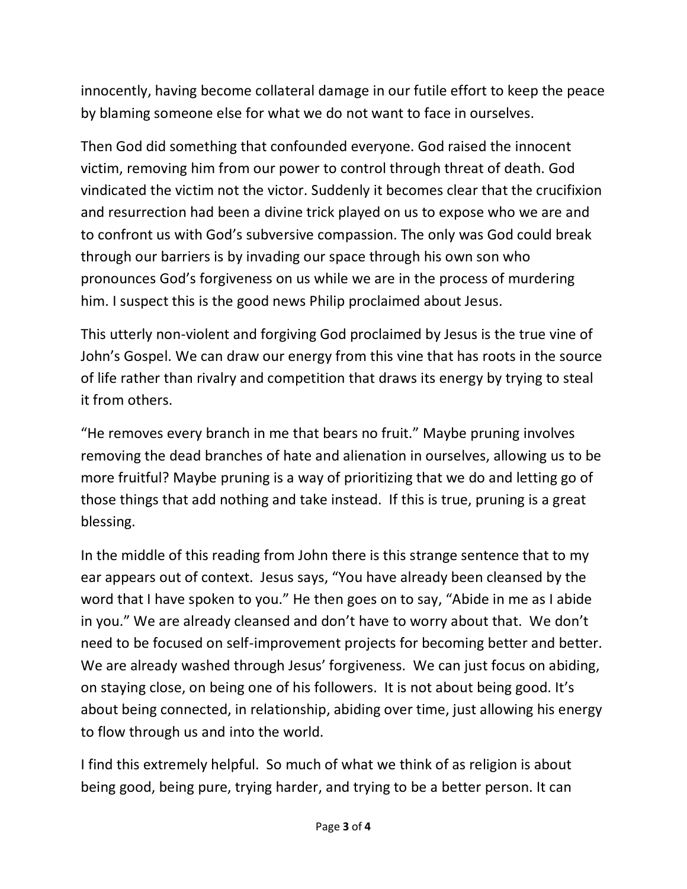innocently, having become collateral damage in our futile effort to keep the peace by blaming someone else for what we do not want to face in ourselves.

Then God did something that confounded everyone. God raised the innocent victim, removing him from our power to control through threat of death. God vindicated the victim not the victor. Suddenly it becomes clear that the crucifixion and resurrection had been a divine trick played on us to expose who we are and to confront us with God's subversive compassion. The only was God could break through our barriers is by invading our space through his own son who pronounces God's forgiveness on us while we are in the process of murdering him. I suspect this is the good news Philip proclaimed about Jesus.

This utterly non-violent and forgiving God proclaimed by Jesus is the true vine of John's Gospel. We can draw our energy from this vine that has roots in the source of life rather than rivalry and competition that draws its energy by trying to steal it from others.

"He removes every branch in me that bears no fruit." Maybe pruning involves removing the dead branches of hate and alienation in ourselves, allowing us to be more fruitful? Maybe pruning is a way of prioritizing that we do and letting go of those things that add nothing and take instead. If this is true, pruning is a great blessing.

In the middle of this reading from John there is this strange sentence that to my ear appears out of context. Jesus says, "You have already been cleansed by the word that I have spoken to you." He then goes on to say, "Abide in me as I abide in you." We are already cleansed and don't have to worry about that. We don't need to be focused on self-improvement projects for becoming better and better. We are already washed through Jesus' forgiveness. We can just focus on abiding, on staying close, on being one of his followers. It is not about being good. It's about being connected, in relationship, abiding over time, just allowing his energy to flow through us and into the world.

I find this extremely helpful. So much of what we think of as religion is about being good, being pure, trying harder, and trying to be a better person. It can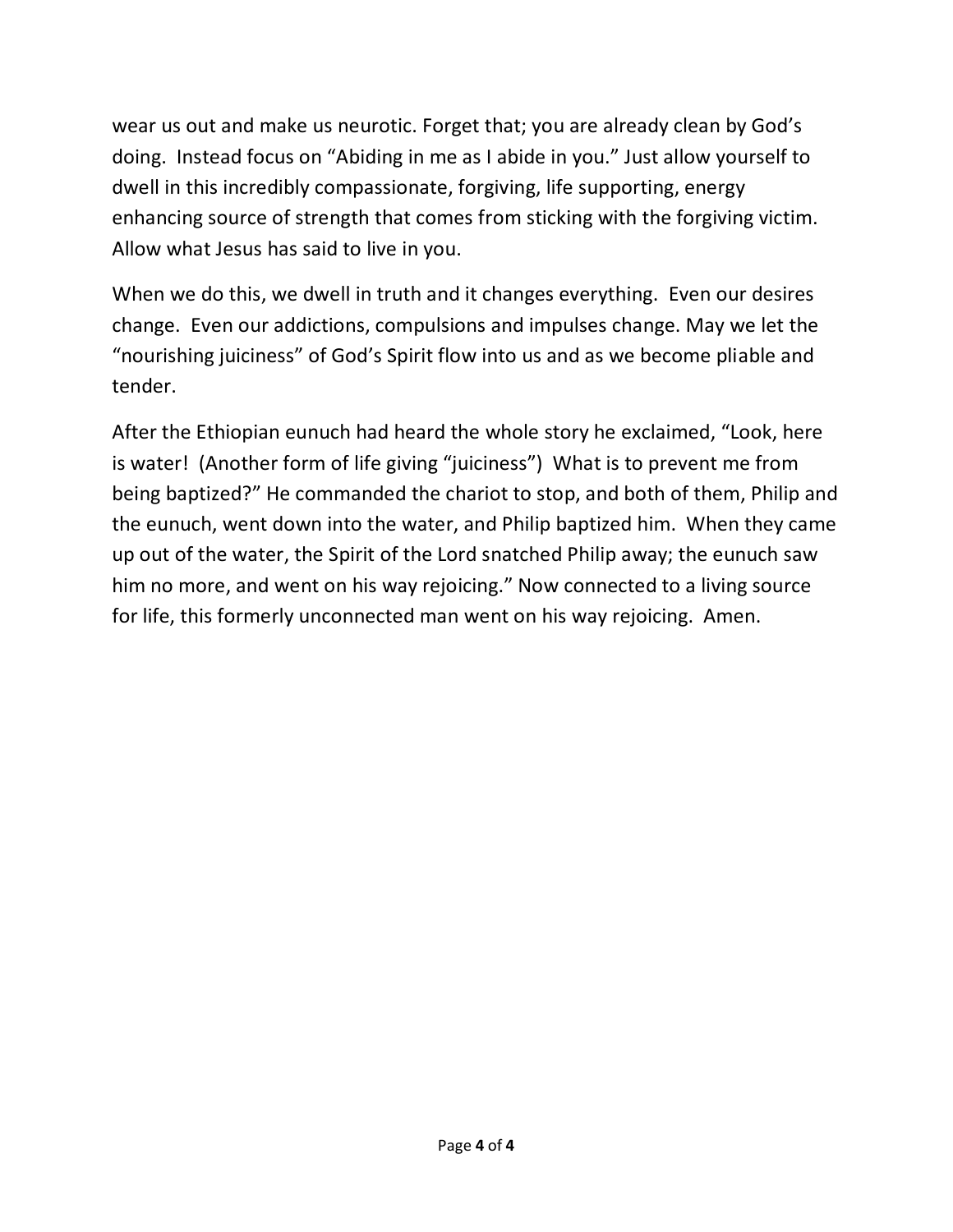wear us out and make us neurotic. Forget that; you are already clean by God's doing. Instead focus on "Abiding in me as I abide in you." Just allow yourself to dwell in this incredibly compassionate, forgiving, life supporting, energy enhancing source of strength that comes from sticking with the forgiving victim. Allow what Jesus has said to live in you.

When we do this, we dwell in truth and it changes everything. Even our desires change. Even our addictions, compulsions and impulses change. May we let the "nourishing juiciness" of God's Spirit flow into us and as we become pliable and tender.

After the Ethiopian eunuch had heard the whole story he exclaimed, "Look, here is water! (Another form of life giving "juiciness") What is to prevent me from being baptized?" He commanded the chariot to stop, and both of them, Philip and the eunuch, went down into the water, and Philip baptized him. When they came up out of the water, the Spirit of the Lord snatched Philip away; the eunuch saw him no more, and went on his way rejoicing." Now connected to a living source for life, this formerly unconnected man went on his way rejoicing. Amen.